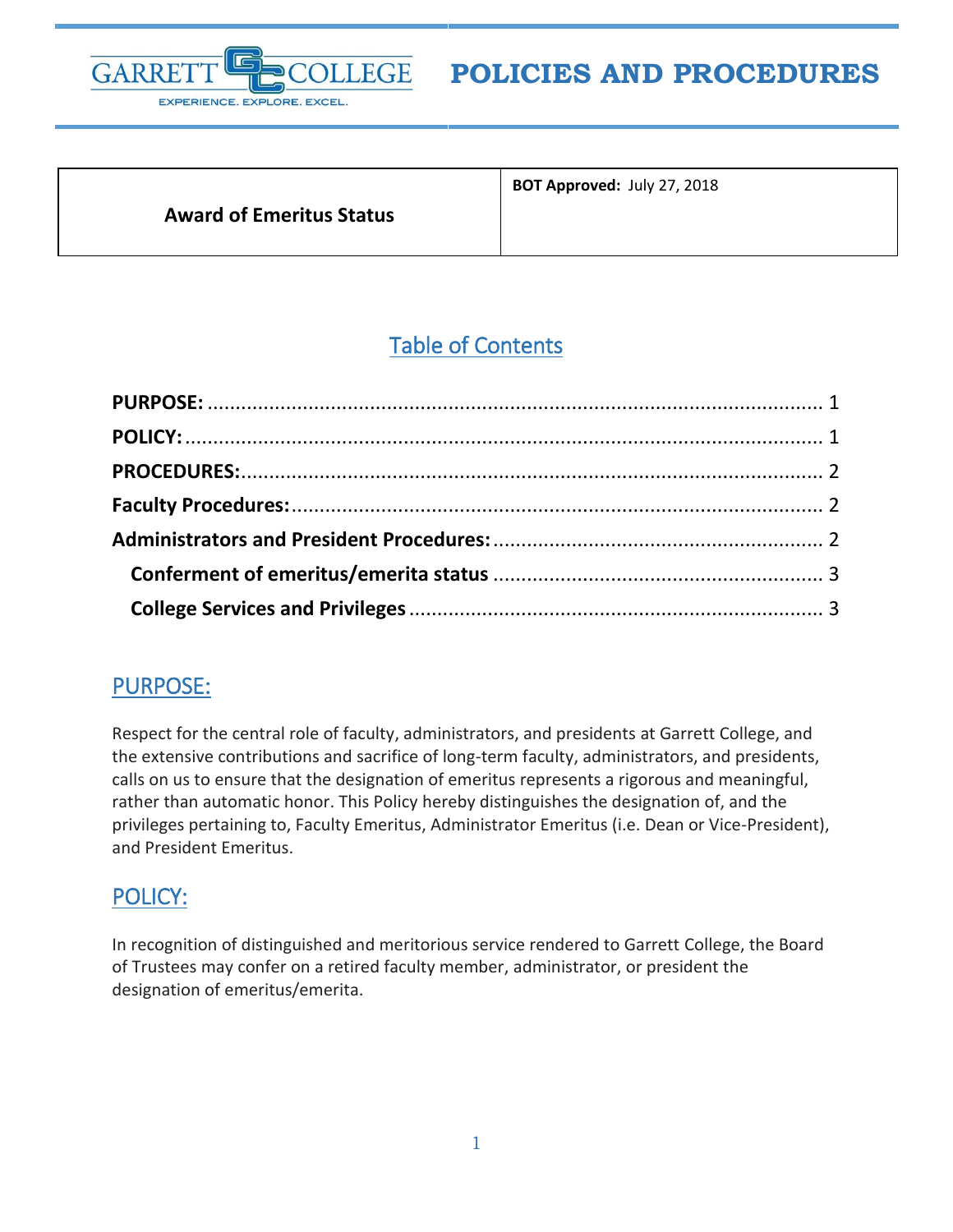# POLICIES AND PROCEDURES

| Award of Emeritus Status | BOT Approved: July 27, 2018 |
| --- | --- |

## Table of Contents

**PURPOSE:** ........ 1
**POLICY:** ........ 1
**PROCEDURES:** ........ 2
**Faculty Procedures:** ........ 2
**Administrators and President Procedures:** ........ 2
  **Conferment of emeritus/emerita status** ........ 3
  **College Services and Privileges** ........ 3

## PURPOSE:

Respect for the central role of faculty, administrators, and presidents at Garrett College, and the extensive contributions and sacrifice of long-term faculty, administrators, and presidents, calls on us to ensure that the designation of emeritus represents a rigorous and meaningful, rather than automatic honor. This Policy hereby distinguishes the designation of, and the privileges pertaining to, Faculty Emeritus, Administrator Emeritus (i.e. Dean or Vice-President), and President Emeritus.

## POLICY:

In recognition of distinguished and meritorious service rendered to Garrett College, the Board of Trustees may confer on a retired faculty member, administrator, or president the designation of emeritus/emerita.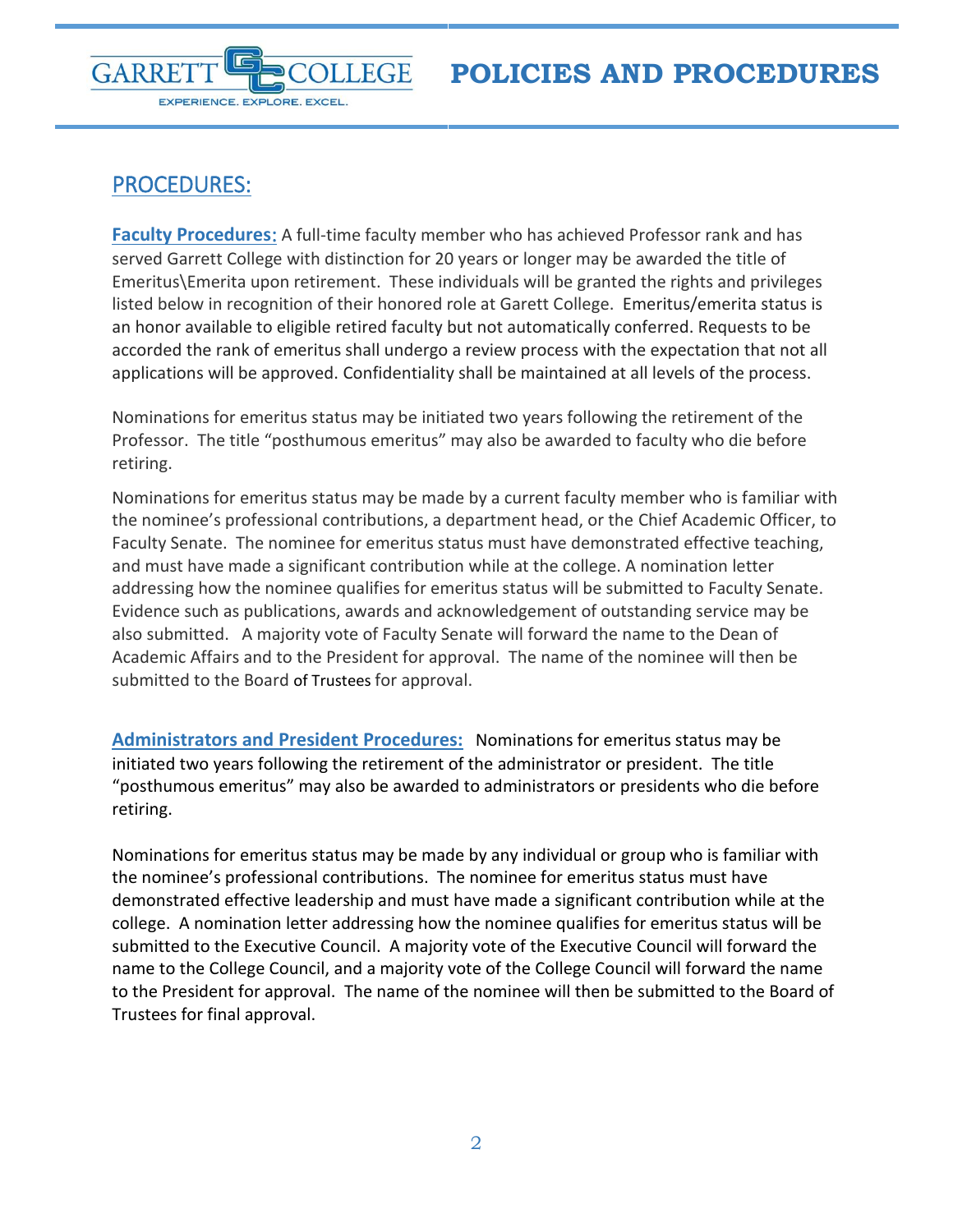## PROCEDURES:

**Faculty Procedures:** A full-time faculty member who has achieved Professor rank and has served Garrett College with distinction for 20 years or longer may be awarded the title of Emeritus\Emerita upon retirement. These individuals will be granted the rights and privileges listed below in recognition of their honored role at Garett College. Emeritus/emerita status is an honor available to eligible retired faculty but not automatically conferred. Requests to be accorded the rank of emeritus shall undergo a review process with the expectation that not all applications will be approved. Confidentiality shall be maintained at all levels of the process.

Nominations for emeritus status may be initiated two years following the retirement of the Professor. The title "posthumous emeritus" may also be awarded to faculty who die before retiring.

Nominations for emeritus status may be made by a current faculty member who is familiar with the nominee's professional contributions, a department head, or the Chief Academic Officer, to Faculty Senate. The nominee for emeritus status must have demonstrated effective teaching, and must have made a significant contribution while at the college. A nomination letter addressing how the nominee qualifies for emeritus status will be submitted to Faculty Senate. Evidence such as publications, awards and acknowledgement of outstanding service may be also submitted. A majority vote of Faculty Senate will forward the name to the Dean of Academic Affairs and to the President for approval. The name of the nominee will then be submitted to the Board of Trustees for approval.

**Administrators and President Procedures:** Nominations for emeritus status may be initiated two years following the retirement of the administrator or president. The title "posthumous emeritus" may also be awarded to administrators or presidents who die before retiring.

Nominations for emeritus status may be made by any individual or group who is familiar with the nominee's professional contributions. The nominee for emeritus status must have demonstrated effective leadership and must have made a significant contribution while at the college. A nomination letter addressing how the nominee qualifies for emeritus status will be submitted to the Executive Council. A majority vote of the Executive Council will forward the name to the College Council, and a majority vote of the College Council will forward the name to the President for approval. The name of the nominee will then be submitted to the Board of Trustees for final approval.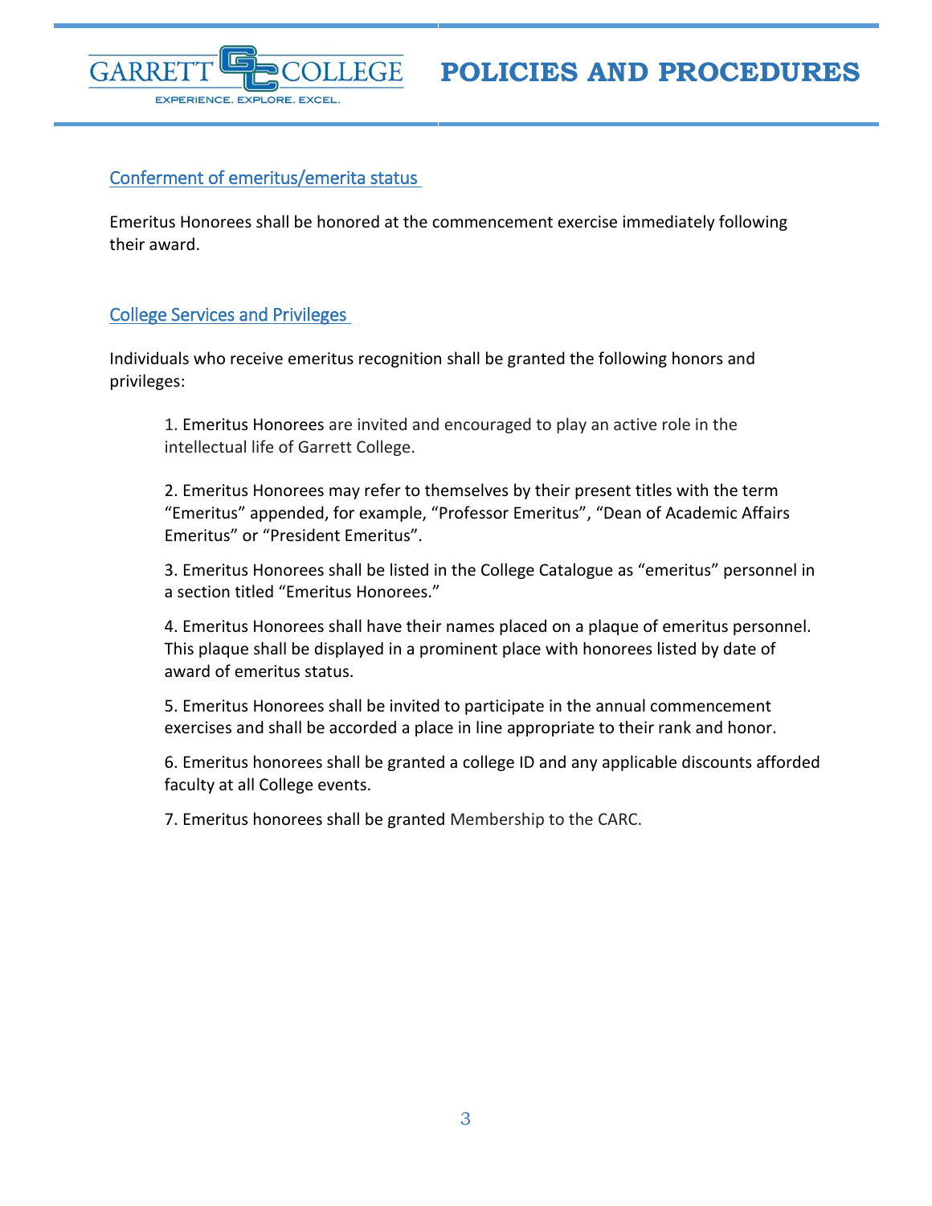## Conferment of emeritus/emerita status

Emeritus Honorees shall be honored at the commencement exercise immediately following their award.

## College Services and Privileges

Individuals who receive emeritus recognition shall be granted the following honors and privileges:

1. Emeritus Honorees are invited and encouraged to play an active role in the intellectual life of Garrett College.

2. Emeritus Honorees may refer to themselves by their present titles with the term “Emeritus” appended, for example, “Professor Emeritus”, “Dean of Academic Affairs Emeritus” or “President Emeritus”.

3. Emeritus Honorees shall be listed in the College Catalogue as “emeritus” personnel in a section titled “Emeritus Honorees.”

4. Emeritus Honorees shall have their names placed on a plaque of emeritus personnel. This plaque shall be displayed in a prominent place with honorees listed by date of award of emeritus status.

5. Emeritus Honorees shall be invited to participate in the annual commencement exercises and shall be accorded a place in line appropriate to their rank and honor.

6. Emeritus honorees shall be granted a college ID and any applicable discounts afforded faculty at all College events.

7. Emeritus honorees shall be granted Membership to the CARC.